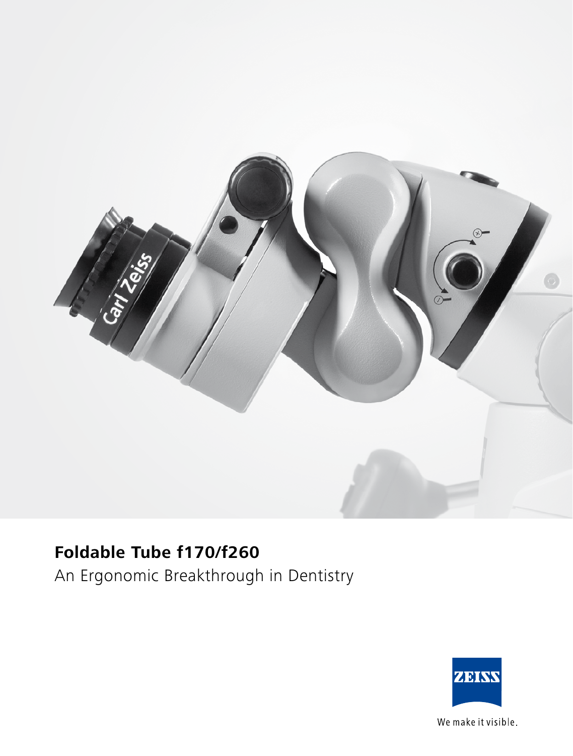# Foldable Tube f170/f260

An Ergonomic Breakthrough in Dentistry

ZEISS

We make it visible.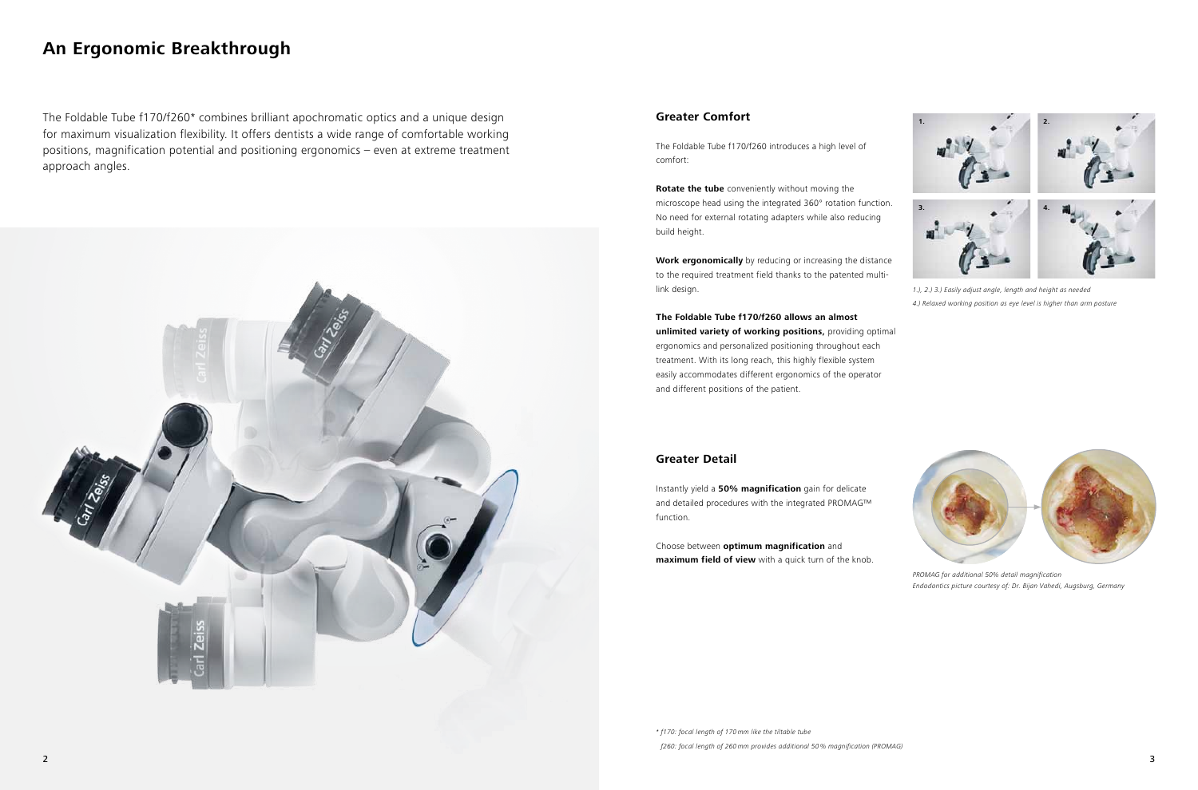# An Ergonomic Breakthrough

The Foldable Tube f170/f260* combines brilliant apochromatic optics and a unique design for maximum visualization flexibility. It offers dentists a wide range of comfortable working positions, magnification potential and positioning ergonomics – even at extreme treatment approach angles.

## Greater Comfort

The Foldable Tube f170/f260 introduces a high level of comfort:

**Rotate the tube** conveniently without moving the microscope head using the integrated 360° rotation function. No need for external rotating adapters while also reducing build height.

**Work ergonomically** by reducing or increasing the distance to the required treatment field thanks to the patented multi-link design.

**The Foldable Tube f170/f260 allows an almost unlimited variety of working positions,** providing optimal ergonomics and personalized positioning throughout each treatment. With its long reach, this highly flexible system easily accommodates different ergonomics of the operator and different positions of the patient.

*1.), 2.) 3.) Easily adjust angle, length and height as needed*
*4.) Relaxed working position as eye level is higher than arm posture*

## Greater Detail

Instantly yield a **50% magnification** gain for delicate and detailed procedures with the integrated PROMAG™ function.

Choose between **optimum magnification** and **maximum field of view** with a quick turn of the knob.

*PROMAG for additional 50% detail magnification*
*Endodontics picture courtesy of: Dr. Bijan Vahedi, Augsburg, Germany*

*\* f170: focal length of 170 mm like the tiltable tube*
*f260: focal length of 260 mm provides additional 50 % magnification (PROMAG)*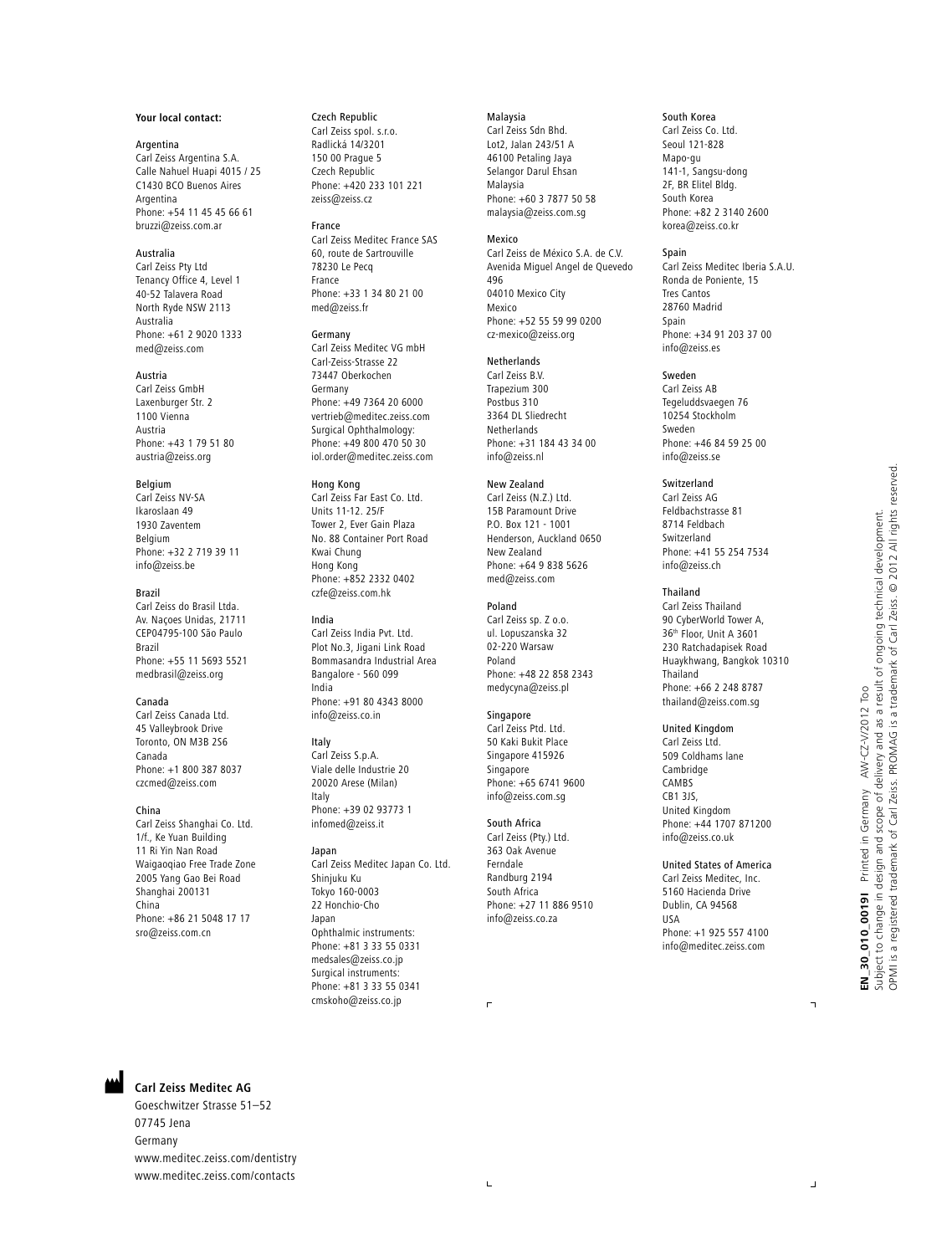**Your local contact:**

Argentina
Carl Zeiss Argentina S.A.
Calle Nahuel Huapi 4015 / 25
C1430 BCO Buenos Aires
Argentina
Phone: +54 11 45 45 66 61
bruzzi@zeiss.com.ar

Australia
Carl Zeiss Pty Ltd
Tenancy Office 4, Level 1
40-52 Talavera Road
North Ryde NSW 2113
Australia
Phone: +61 2 9020 1333
med@zeiss.com

Austria
Carl Zeiss GmbH
Laxenburger Str. 2
1100 Vienna
Austria
Phone: +43 1 79 51 80
austria@zeiss.org

Belgium
Carl Zeiss NV-SA
Ikaroslaan 49
1930 Zaventem
Belgium
Phone: +32 2 719 39 11
info@zeiss.be

Brazil
Carl Zeiss do Brasil Ltda.
Av. Naçoes Unidas, 21711
CEP04795-100 São Paulo
Brazil
Phone: +55 11 5693 5521
medbrasil@zeiss.org

Canada
Carl Zeiss Canada Ltd.
45 Valleybrook Drive
Toronto, ON M3B 2S6
Canada
Phone: +1 800 387 8037
czcmed@zeiss.com

China
Carl Zeiss Shanghai Co. Ltd.
1/f., Ke Yuan Building
11 Ri Yin Nan Road
Waigaoqiao Free Trade Zone
2005 Yang Gao Bei Road
Shanghai 200131
China
Phone: +86 21 5048 17 17
sro@zeiss.com.cn

Czech Republic
Carl Zeiss spol. s.r.o.
Radlická 14/3201
150 00 Prague 5
Czech Republic
Phone: +420 233 101 221
zeiss@zeiss.cz

France
Carl Zeiss Meditec France SAS
60, route de Sartrouville
78230 Le Pecq
France
Phone: +33 1 34 80 21 00
med@zeiss.fr

Germany
Carl Zeiss Meditec VG mbH
Carl-Zeiss-Strasse 22
73447 Oberkochen
Germany
Phone: +49 7364 20 6000
vertrieb@meditec.zeiss.com
Surgical Ophthalmology:
Phone: +49 800 470 50 30
iol.order@meditec.zeiss.com

Hong Kong
Carl Zeiss Far East Co. Ltd.
Units 11-12. 25/F
Tower 2, Ever Gain Plaza
No. 88 Container Port Road
Kwai Chung
Hong Kong
Phone: +852 2332 0402
czfe@zeiss.com.hk

India
Carl Zeiss India Pvt. Ltd.
Plot No.3, Jigani Link Road
Bommasandra Industrial Area
Bangalore - 560 099
India
Phone: +91 80 4343 8000
info@zeiss.co.in

Italy
Carl Zeiss S.p.A.
Viale delle Industrie 20
20020 Arese (Milan)
Italy
Phone: +39 02 93773 1
infomed@zeiss.it

Japan
Carl Zeiss Meditec Japan Co. Ltd.
Shinjuku Ku
Tokyo 160-0003
22 Honchio-Cho
Japan
Ophthalmic instruments:
Phone: +81 3 33 55 0331
medsales@zeiss.co.jp
Surgical instruments:
Phone: +81 3 33 55 0341
cmskoho@zeiss.co.jp

Malaysia
Carl Zeiss Sdn Bhd.
Lot2, Jalan 243/51 A
46100 Petaling Jaya
Selangor Darul Ehsan
Malaysia
Phone: +60 3 7877 50 58
malaysia@zeiss.com.sg

Mexico
Carl Zeiss de México S.A. de C.V.
Avenida Miguel Angel de Quevedo
496
04010 Mexico City
Mexico
Phone: +52 55 59 99 0200
cz-mexico@zeiss.org

Netherlands
Carl Zeiss B.V.
Trapezium 300
Postbus 310
3364 DL Sliedrecht
Netherlands
Phone: +31 184 43 34 00
info@zeiss.nl

New Zealand
Carl Zeiss (N.Z.) Ltd.
15B Paramount Drive
P.O. Box 121 - 1001
Henderson, Auckland 0650
New Zealand
Phone: +64 9 838 5626
med@zeiss.com

Poland
Carl Zeiss sp. Z o.o.
ul. Lopuszanska 32
02-220 Warsaw
Poland
Phone: +48 22 858 2343
medycyna@zeiss.pl

Singapore
Carl Zeiss Ptd. Ltd.
50 Kaki Bukit Place
Singapore 415926
Singapore
Phone: +65 6741 9600
info@zeiss.com.sg

South Africa
Carl Zeiss (Pty.) Ltd.
363 Oak Avenue
Ferndale
Randburg 2194
South Africa
Phone: +27 11 886 9510
info@zeiss.co.za

South Korea
Carl Zeiss Co. Ltd.
Seoul 121-828
Mapo-gu
141-1, Sangsu-dong
2F, BR Elitel Bldg.
South Korea
Phone: +82 2 3140 2600
korea@zeiss.co.kr

Spain
Carl Zeiss Meditec Iberia S.A.U.
Ronda de Poniente, 15
Tres Cantos
28760 Madrid
Spain
Phone: +34 91 203 37 00
info@zeiss.es

Sweden
Carl Zeiss AB
Tegeluddsvaegen 76
10254 Stockholm
Sweden
Phone: +46 84 59 25 00
info@zeiss.se

Switzerland
Carl Zeiss AG
Feldbachstrasse 81
8714 Feldbach
Switzerland
Phone: +41 55 254 7534
info@zeiss.ch

Thailand
Carl Zeiss Thailand
90 CyberWorld Tower A,
36th Floor, Unit A 3601
230 Ratchadapisek Road
Huaykhwang, Bangkok 10310
Thailand
Phone: +66 2 248 8787
thailand@zeiss.com.sg

United Kingdom
Carl Zeiss Ltd.
509 Coldhams lane
Cambridge
CAMBS
CB1 3JS,
United Kingdom
Phone: +44 1707 871200
info@zeiss.co.uk

United States of America
Carl Zeiss Meditec, Inc.
5160 Hacienda Drive
Dublin, CA 94568
USA
Phone: +1 925 557 4100
info@meditec.zeiss.com

**EN_30_010_0019I** Printed in Germany AW-CZ-V/2012 Too
Subject to change in design and scope of delivery and as a result of ongoing technical development.
OPMI is a registered trademark of Carl Zeiss. PROMAG is a trademark of Carl Zeiss. © 2012 All rights reserved.

**Carl Zeiss Meditec AG**
Goeschwitzer Strasse 51–52
07745 Jena
Germany
www.meditec.zeiss.com/dentistry
www.meditec.zeiss.com/contacts